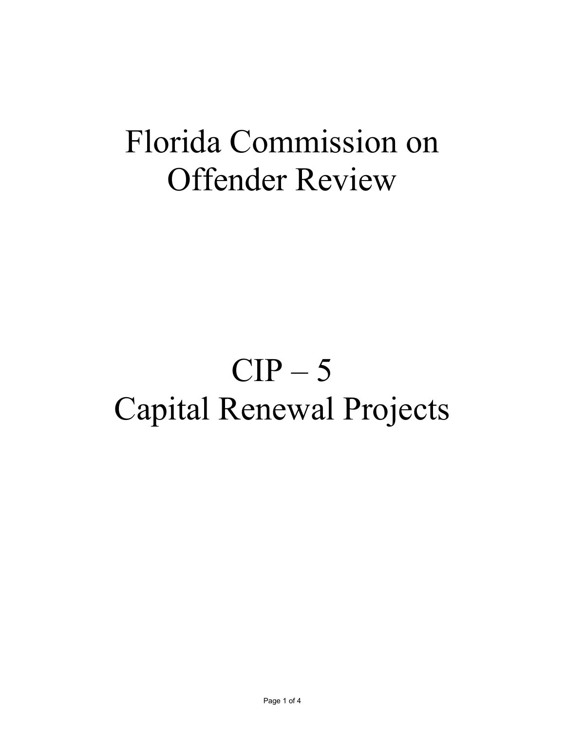# Florida Commission on Offender Review

# CIP – 5
# Capital Renewal Projects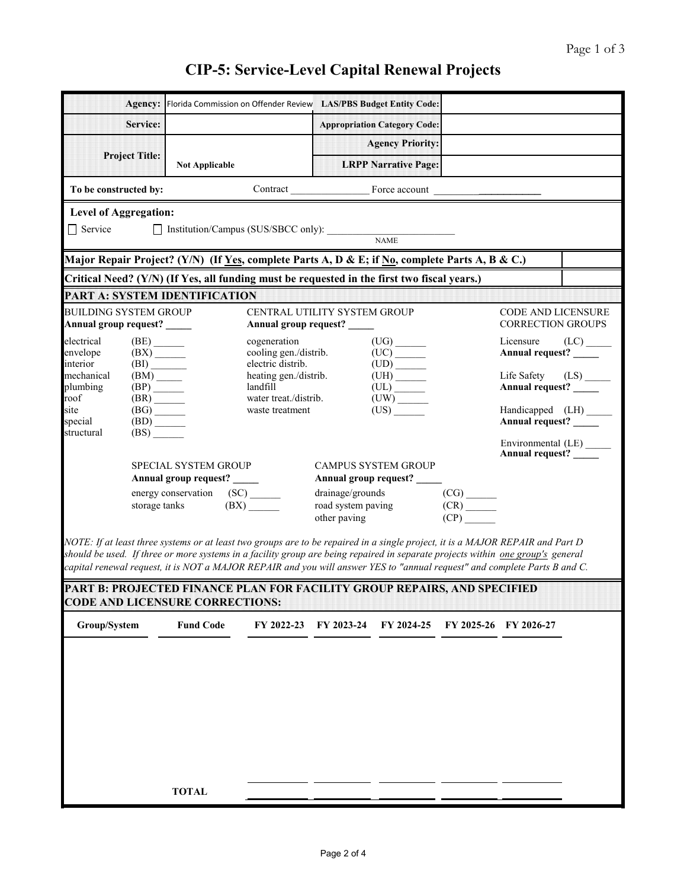# CIP-5: Service-Level Capital Renewal Projects

| | | | |
|---|---|---|---|
| **Agency:** | Florida Commission on Offender Review | **LAS/PBS Budget Entity Code:** | |
| **Service:** | | **Appropriation Category Code:** | |
| **Project Title:** | **Not Applicable** | **Agency Priority:** | |
| | | **LRPP Narrative Page:** | |

**To be constructed by:** Contract _______________ Force account ____________________

**Level of Aggregation:**

☐ Service ☐ Institution/Campus (SUS/SBCC only): ________________________ NAME

| | |
|---|---|
| **Major Repair Project? (Y/N) (If Yes, complete Parts A, D & E; if No, complete Parts A, B & C.)** | |
| **Critical Need? (Y/N) (If Yes, all funding must be requested in the first two fiscal years.)** | |

## PART A: SYSTEM IDENTIFICATION

BUILDING SYSTEM GROUP
**Annual group request?** _____

- electrical (BE) ______
- envelope (BX) ______
- interior (BI) ______
- mechanical (BM) _____
- plumbing (BP) ______
- roof (BR) ______
- site (BG) ______
- special (BD) ______
- structural (BS) ______

CENTRAL UTILITY SYSTEM GROUP
**Annual group request?** _____

- cogeneration (UG) ______
- cooling gen./distrib. (UC) ______
- electric distrib. (UD) ______
- heating gen./distrib. (UH) ______
- landfill (UL) ______
- water treat./distrib. (UW) ______
- waste treatment (US) ______

CODE AND LICENSURE CORRECTION GROUPS

- Licensure (LC) _____
  **Annual request?** _____
- Life Safety (LS) _____
  **Annual request?** _____
- Handicapped (LH) _____
  **Annual request?** _____
- Environmental (LE) _____
  **Annual request?** _____

SPECIAL SYSTEM GROUP
**Annual group request?** _____

- energy conservation (SC) ______
- storage tanks (BX) ______

CAMPUS SYSTEM GROUP
**Annual group request?** _____

- drainage/grounds (CG) ______
- road system paving (CR) ______
- other paving (CP) ______

*NOTE: If at least three systems or at least two groups are to be repaired in a single project, it is a MAJOR REPAIR and Part D should be used. If three or more systems in a facility group are being repaired in separate projects within one group's general capital renewal request, it is NOT a MAJOR REPAIR and you will answer YES to "annual request" and complete Parts B and C.*

## PART B: PROJECTED FINANCE PLAN FOR FACILITY GROUP REPAIRS, AND SPECIFIED CODE AND LICENSURE CORRECTIONS:

| Group/System | Fund Code | FY 2022-23 | FY 2023-24 | FY 2024-25 | FY 2025-26 | FY 2026-27 |
|---|---|---|---|---|---|---|
| | | | | | | |
| | **TOTAL** | | | | | |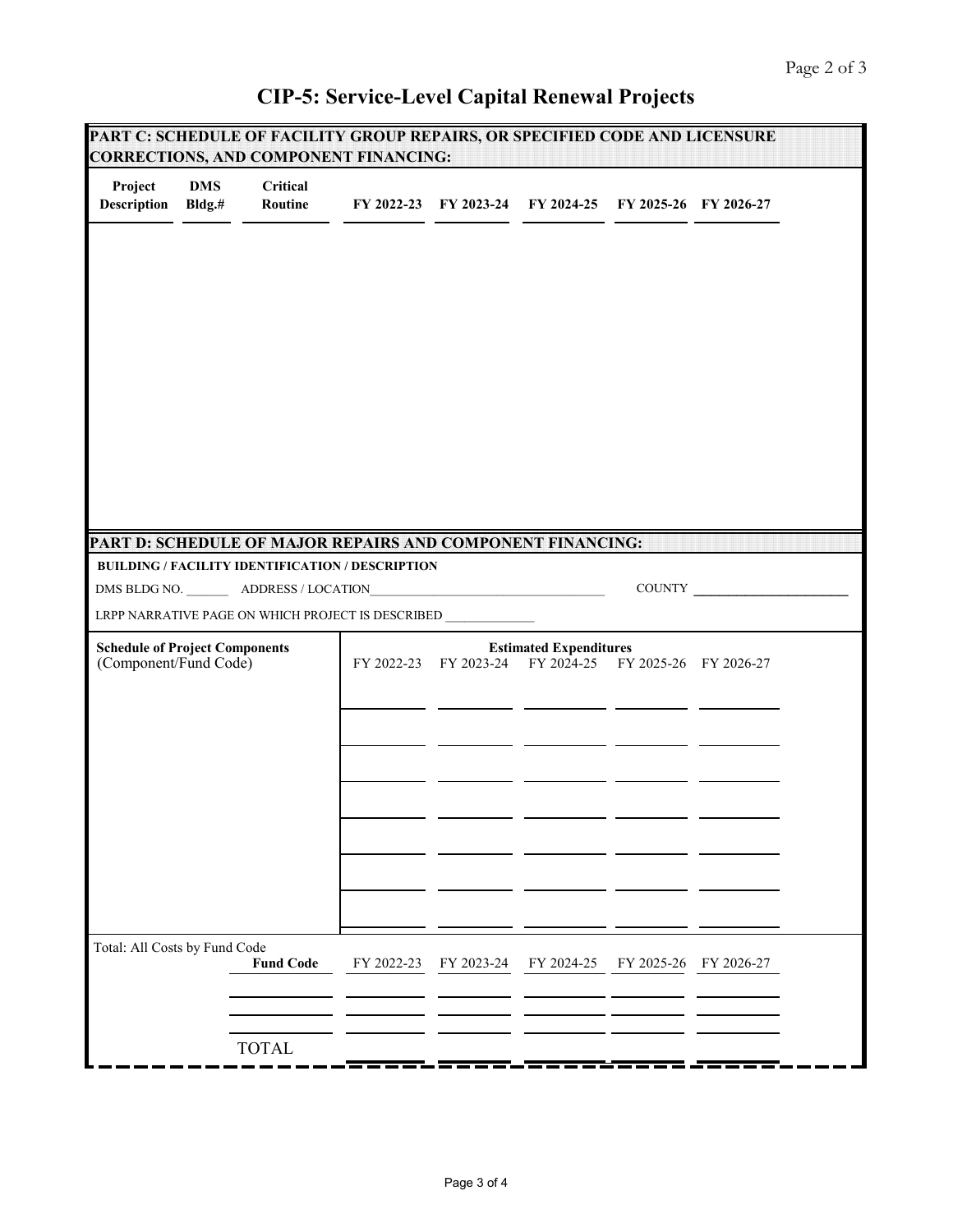# CIP-5: Service-Level Capital Renewal Projects

## PART C: SCHEDULE OF FACILITY GROUP REPAIRS, OR SPECIFIED CODE AND LICENSURE CORRECTIONS, AND COMPONENT FINANCING:

| Project Description | DMS Bldg.# | Critical Routine | FY 2022-23 | FY 2023-24 | FY 2024-25 | FY 2025-26 | FY 2026-27 |
|---|---|---|---|---|---|---|---|
| | | | | | | | |

## PART D: SCHEDULE OF MAJOR REPAIRS AND COMPONENT FINANCING:

**BUILDING / FACILITY IDENTIFICATION / DESCRIPTION**

DMS BLDG NO. _______ ADDRESS / LOCATION_____________________________________ COUNTY _______________________

LRPP NARRATIVE PAGE ON WHICH PROJECT IS DESCRIBED ______________

| **Schedule of Project Components** (Component/Fund Code) | **Estimated Expenditures** FY 2022-23 | FY 2023-24 | FY 2024-25 | FY 2025-26 | FY 2026-27 |
|---|---|---|---|---|---|
| | | | | | |
| | | | | | |
| | | | | | |
| | | | | | |
| | | | | | |
| | | | | | |
| | | | | | |

Total: All Costs by Fund Code

| **Fund Code** | FY 2022-23 | FY 2023-24 | FY 2024-25 | FY 2025-26 | FY 2026-27 |
|---|---|---|---|---|---|
| | | | | | |
| | | | | | |
| TOTAL | | | | | |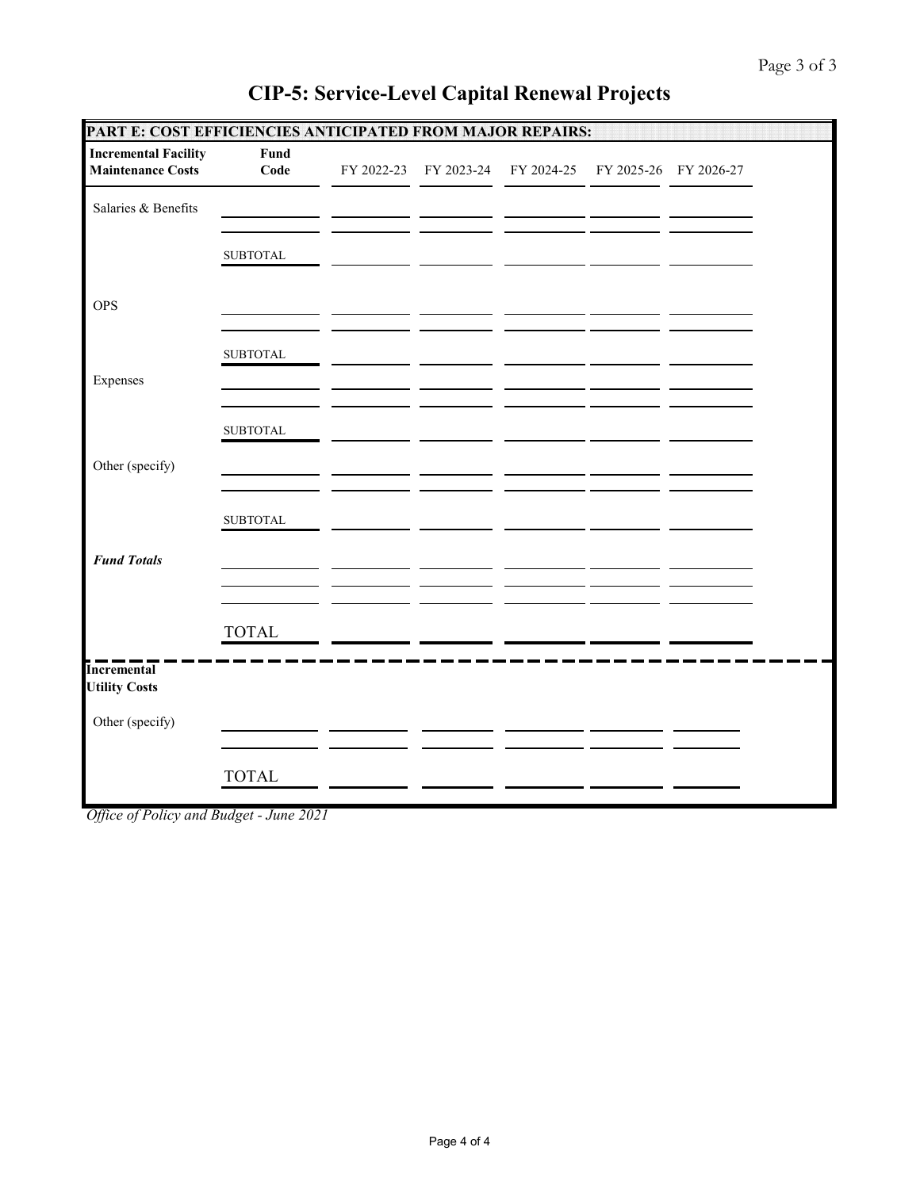# CIP-5: Service-Level Capital Renewal Projects

## PART E: COST EFFICIENCIES ANTICIPATED FROM MAJOR REPAIRS:

| Incremental Facility Maintenance Costs | Fund Code | FY 2022-23 | FY 2023-24 | FY 2024-25 | FY 2025-26 | FY 2026-27 |
|---|---|---|---|---|---|---|
| Salaries & Benefits | | | | | | |
| | | | | | | |
| | SUBTOTAL | | | | | |
| OPS | | | | | | |
| | | | | | | |
| | SUBTOTAL | | | | | |
| Expenses | | | | | | |
| | | | | | | |
| | SUBTOTAL | | | | | |
| Other (specify) | | | | | | |
| | | | | | | |
| | SUBTOTAL | | | | | |
| ***Fund Totals*** | | | | | | |
| | | | | | | |
| | | | | | | |
| | TOTAL | | | | | |

| Incremental Utility Costs | | | | | | |
|---|---|---|---|---|---|---|
| Other (specify) | | | | | | |
| | | | | | | |
| | TOTAL | | | | | |

*Office of Policy and Budget - June 2021*